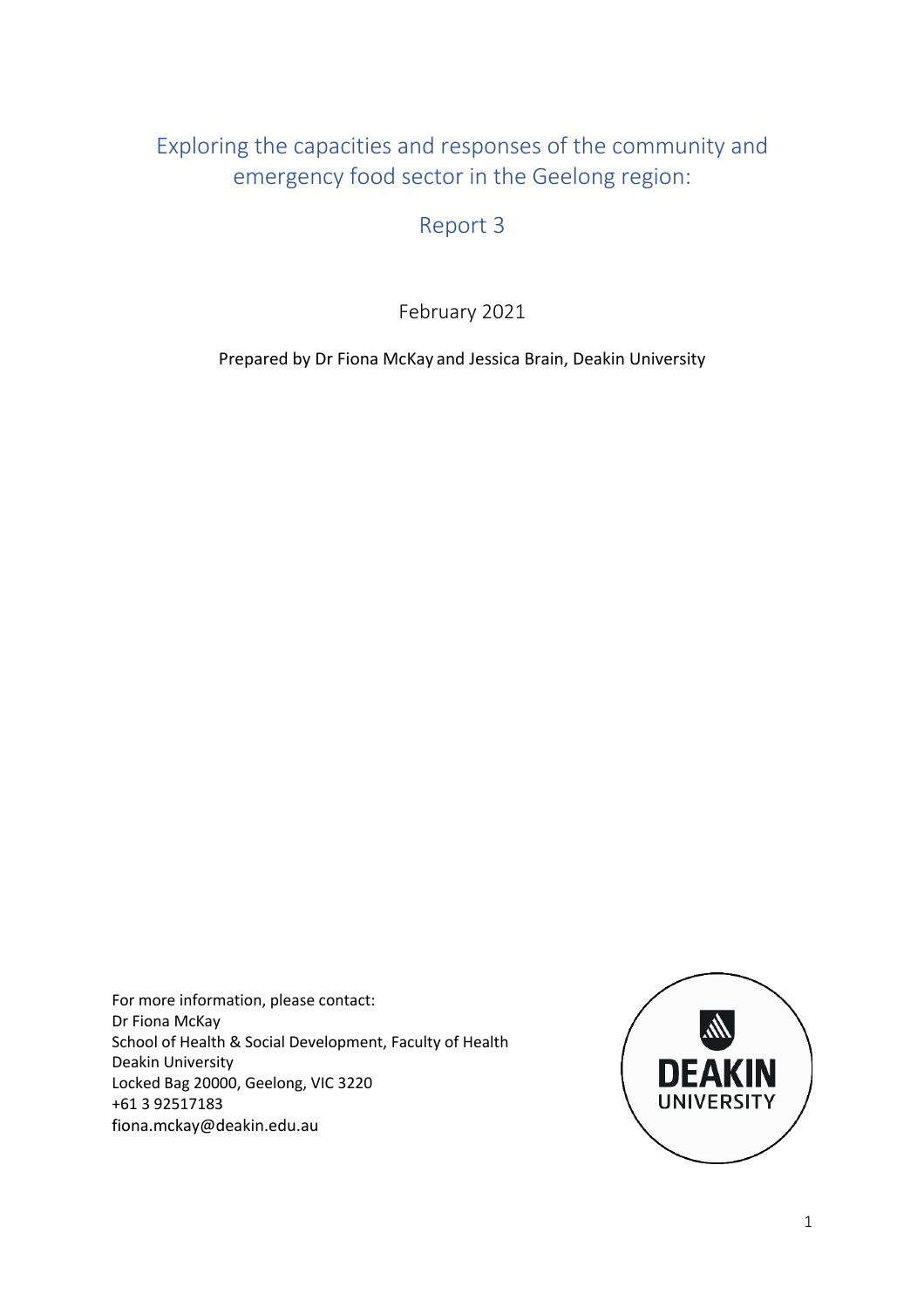# Exploring the capacities and responses of the community and emergency food sector in the Geelong region:

## Report 3

February 2021

Prepared by Dr Fiona McKay and Jessica Brain, Deakin University

For more information, please contact:
Dr Fiona McKay
School of Health & Social Development, Faculty of Health
Deakin University
Locked Bag 20000, Geelong, VIC 3220
+61 3 92517183
fiona.mckay@deakin.edu.au

DEAKIN UNIVERSITY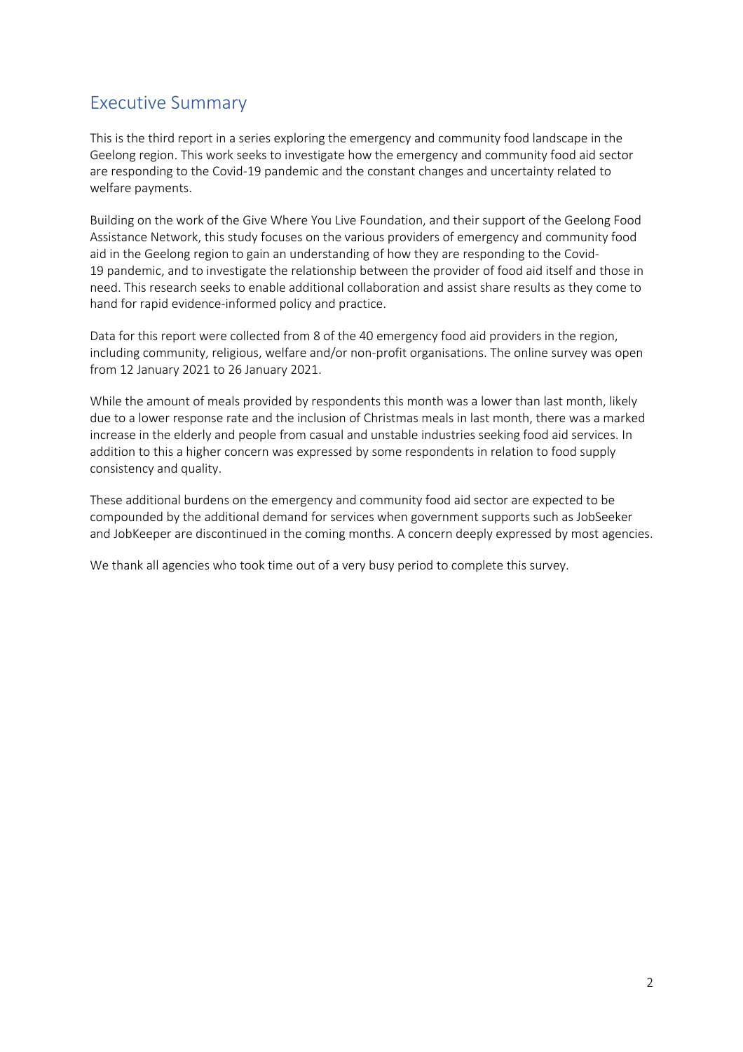## Executive Summary

This is the third report in a series exploring the emergency and community food landscape in the Geelong region. This work seeks to investigate how the emergency and community food aid sector are responding to the Covid-19 pandemic and the constant changes and uncertainty related to welfare payments.

Building on the work of the Give Where You Live Foundation, and their support of the Geelong Food Assistance Network, this study focuses on the various providers of emergency and community food aid in the Geelong region to gain an understanding of how they are responding to the Covid-19 pandemic, and to investigate the relationship between the provider of food aid itself and those in need. This research seeks to enable additional collaboration and assist share results as they come to hand for rapid evidence-informed policy and practice.

Data for this report were collected from 8 of the 40 emergency food aid providers in the region, including community, religious, welfare and/or non-profit organisations. The online survey was open from 12 January 2021 to 26 January 2021.

While the amount of meals provided by respondents this month was a lower than last month, likely due to a lower response rate and the inclusion of Christmas meals in last month, there was a marked increase in the elderly and people from casual and unstable industries seeking food aid services. In addition to this a higher concern was expressed by some respondents in relation to food supply consistency and quality.

These additional burdens on the emergency and community food aid sector are expected to be compounded by the additional demand for services when government supports such as JobSeeker and JobKeeper are discontinued in the coming months. A concern deeply expressed by most agencies.

We thank all agencies who took time out of a very busy period to complete this survey.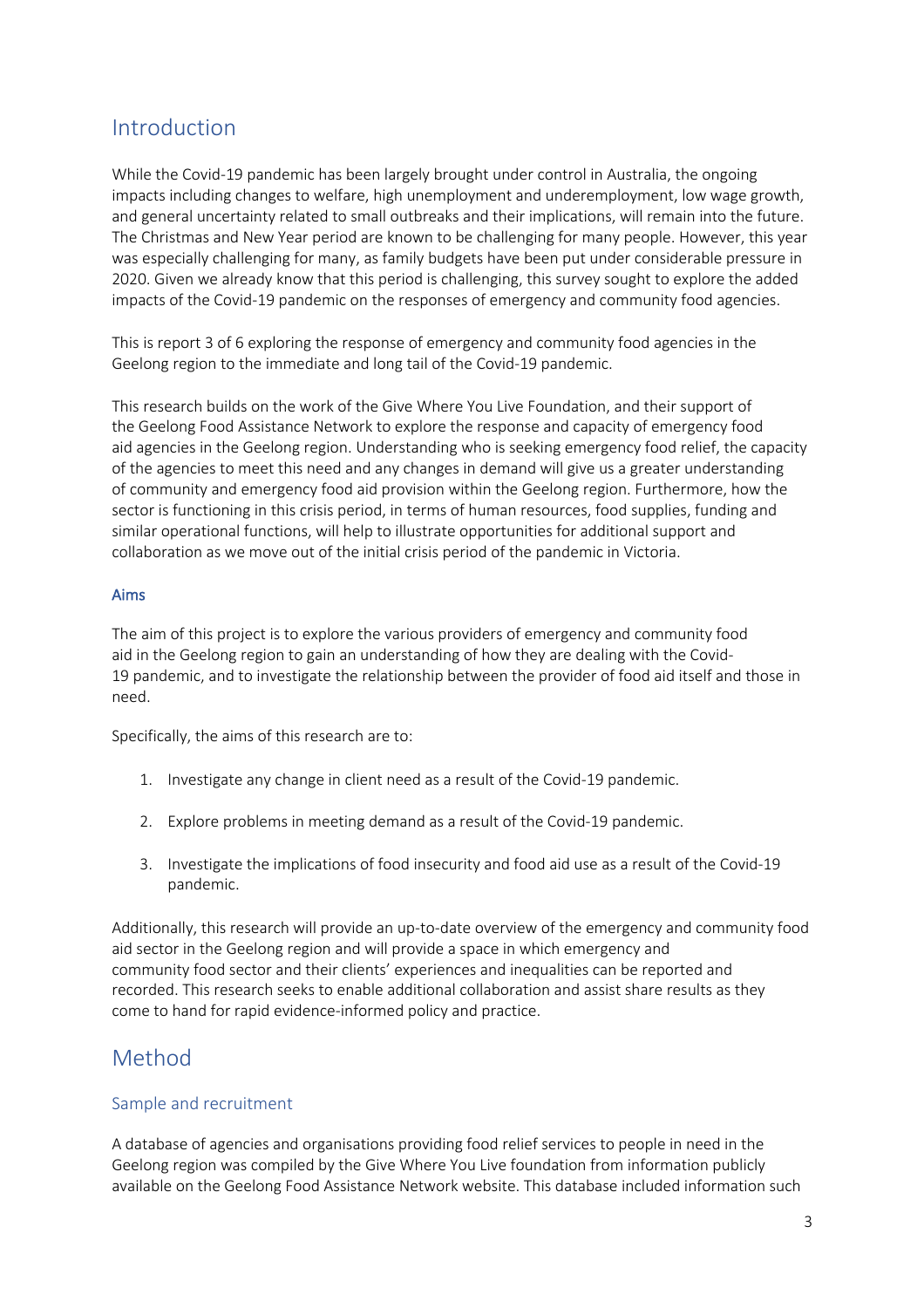## Introduction

While the Covid-19 pandemic has been largely brought under control in Australia, the ongoing impacts including changes to welfare, high unemployment and underemployment, low wage growth, and general uncertainty related to small outbreaks and their implications, will remain into the future. The Christmas and New Year period are known to be challenging for many people. However, this year was especially challenging for many, as family budgets have been put under considerable pressure in 2020. Given we already know that this period is challenging, this survey sought to explore the added impacts of the Covid-19 pandemic on the responses of emergency and community food agencies.

This is report 3 of 6 exploring the response of emergency and community food agencies in the Geelong region to the immediate and long tail of the Covid-19 pandemic.

This research builds on the work of the Give Where You Live Foundation, and their support of the Geelong Food Assistance Network to explore the response and capacity of emergency food aid agencies in the Geelong region. Understanding who is seeking emergency food relief, the capacity of the agencies to meet this need and any changes in demand will give us a greater understanding of community and emergency food aid provision within the Geelong region. Furthermore, how the sector is functioning in this crisis period, in terms of human resources, food supplies, funding and similar operational functions, will help to illustrate opportunities for additional support and collaboration as we move out of the initial crisis period of the pandemic in Victoria.

#### Aims

The aim of this project is to explore the various providers of emergency and community food aid in the Geelong region to gain an understanding of how they are dealing with the Covid-19 pandemic, and to investigate the relationship between the provider of food aid itself and those in need.

Specifically, the aims of this research are to:

1. Investigate any change in client need as a result of the Covid-19 pandemic.
2. Explore problems in meeting demand as a result of the Covid-19 pandemic.
3. Investigate the implications of food insecurity and food aid use as a result of the Covid-19 pandemic.

Additionally, this research will provide an up-to-date overview of the emergency and community food aid sector in the Geelong region and will provide a space in which emergency and community food sector and their clients' experiences and inequalities can be reported and recorded. This research seeks to enable additional collaboration and assist share results as they come to hand for rapid evidence-informed policy and practice.

## Method

### Sample and recruitment

A database of agencies and organisations providing food relief services to people in need in the Geelong region was compiled by the Give Where You Live foundation from information publicly available on the Geelong Food Assistance Network website. This database included information such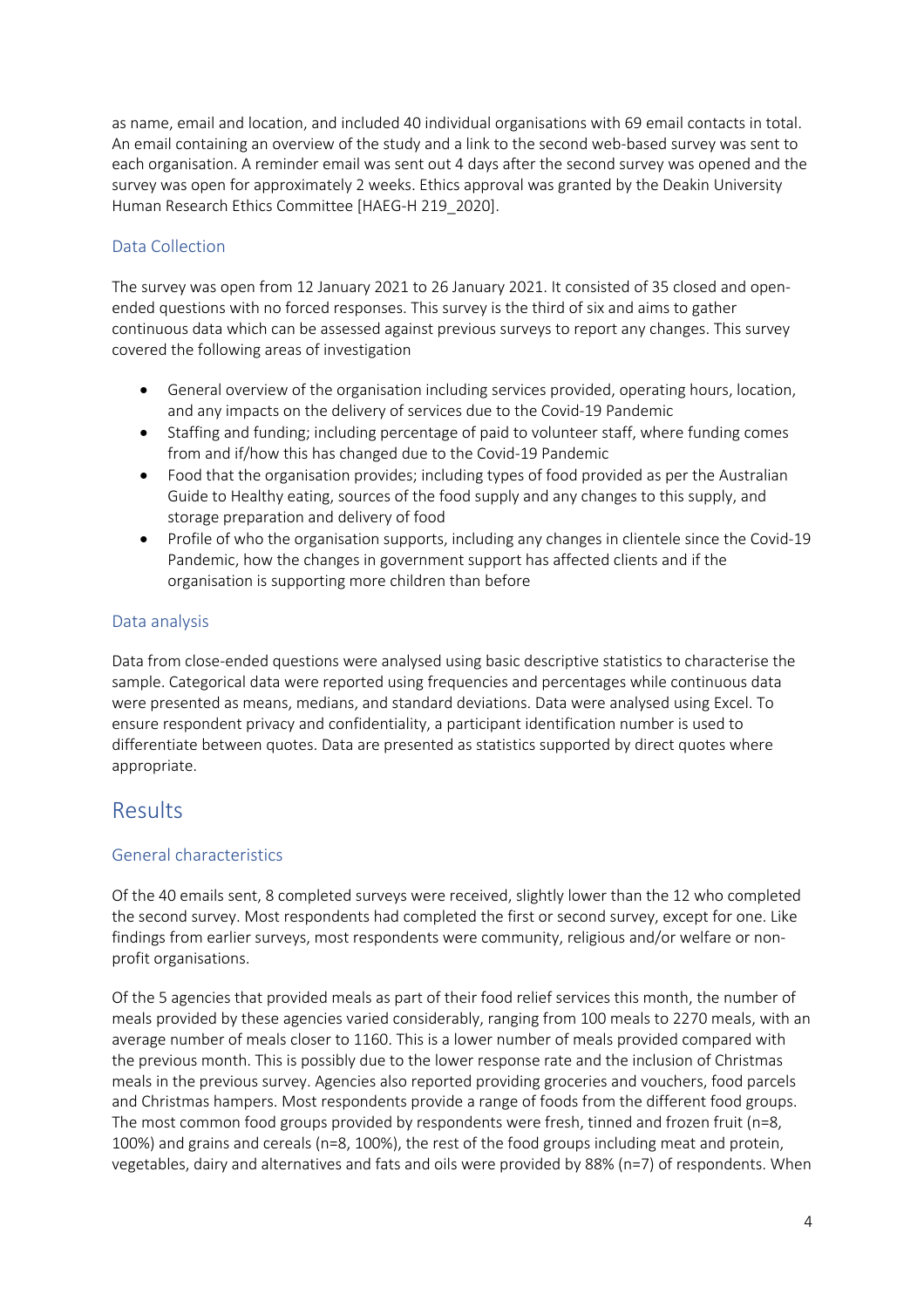as name, email and location, and included 40 individual organisations with 69 email contacts in total. An email containing an overview of the study and a link to the second web-based survey was sent to each organisation. A reminder email was sent out 4 days after the second survey was opened and the survey was open for approximately 2 weeks. Ethics approval was granted by the Deakin University Human Research Ethics Committee [HAEG-H 219_2020].

### Data Collection

The survey was open from 12 January 2021 to 26 January 2021. It consisted of 35 closed and open-ended questions with no forced responses. This survey is the third of six and aims to gather continuous data which can be assessed against previous surveys to report any changes. This survey covered the following areas of investigation

- General overview of the organisation including services provided, operating hours, location, and any impacts on the delivery of services due to the Covid-19 Pandemic
- Staffing and funding; including percentage of paid to volunteer staff, where funding comes from and if/how this has changed due to the Covid-19 Pandemic
- Food that the organisation provides; including types of food provided as per the Australian Guide to Healthy eating, sources of the food supply and any changes to this supply, and storage preparation and delivery of food
- Profile of who the organisation supports, including any changes in clientele since the Covid-19 Pandemic, how the changes in government support has affected clients and if the organisation is supporting more children than before

### Data analysis

Data from close-ended questions were analysed using basic descriptive statistics to characterise the sample. Categorical data were reported using frequencies and percentages while continuous data were presented as means, medians, and standard deviations. Data were analysed using Excel. To ensure respondent privacy and confidentiality, a participant identification number is used to differentiate between quotes. Data are presented as statistics supported by direct quotes where appropriate.

## Results

### General characteristics

Of the 40 emails sent, 8 completed surveys were received, slightly lower than the 12 who completed the second survey. Most respondents had completed the first or second survey, except for one. Like findings from earlier surveys, most respondents were community, religious and/or welfare or non-profit organisations.

Of the 5 agencies that provided meals as part of their food relief services this month, the number of meals provided by these agencies varied considerably, ranging from 100 meals to 2270 meals, with an average number of meals closer to 1160. This is a lower number of meals provided compared with the previous month. This is possibly due to the lower response rate and the inclusion of Christmas meals in the previous survey. Agencies also reported providing groceries and vouchers, food parcels and Christmas hampers. Most respondents provide a range of foods from the different food groups. The most common food groups provided by respondents were fresh, tinned and frozen fruit (n=8, 100%) and grains and cereals (n=8, 100%), the rest of the food groups including meat and protein, vegetables, dairy and alternatives and fats and oils were provided by 88% (n=7) of respondents. When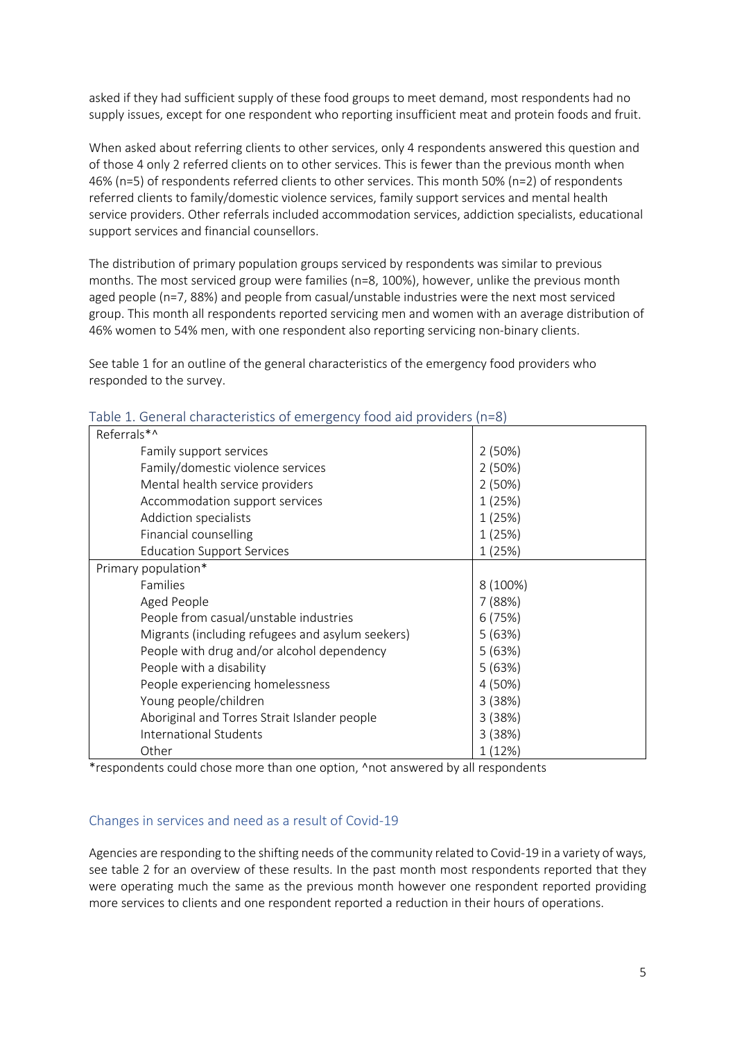asked if they had sufficient supply of these food groups to meet demand, most respondents had no supply issues, except for one respondent who reporting insufficient meat and protein foods and fruit.

When asked about referring clients to other services, only 4 respondents answered this question and of those 4 only 2 referred clients on to other services. This is fewer than the previous month when 46% (n=5) of respondents referred clients to other services. This month 50% (n=2) of respondents referred clients to family/domestic violence services, family support services and mental health service providers. Other referrals included accommodation services, addiction specialists, educational support services and financial counsellors.

The distribution of primary population groups serviced by respondents was similar to previous months. The most serviced group were families (n=8, 100%), however, unlike the previous month aged people (n=7, 88%) and people from casual/unstable industries were the next most serviced group. This month all respondents reported servicing men and women with an average distribution of 46% women to 54% men, with one respondent also reporting servicing non-binary clients.

See table 1 for an outline of the general characteristics of the emergency food providers who responded to the survey.

### Table 1. General characteristics of emergency food aid providers (n=8)

| | |
|---|---|
| Referrals*^ | |
| Family support services | 2 (50%) |
| Family/domestic violence services | 2 (50%) |
| Mental health service providers | 2 (50%) |
| Accommodation support services | 1 (25%) |
| Addiction specialists | 1 (25%) |
| Financial counselling | 1 (25%) |
| Education Support Services | 1 (25%) |
| Primary population* | |
| Families | 8 (100%) |
| Aged People | 7 (88%) |
| People from casual/unstable industries | 6 (75%) |
| Migrants (including refugees and asylum seekers) | 5 (63%) |
| People with drug and/or alcohol dependency | 5 (63%) |
| People with a disability | 5 (63%) |
| People experiencing homelessness | 4 (50%) |
| Young people/children | 3 (38%) |
| Aboriginal and Torres Strait Islander people | 3 (38%) |
| International Students | 3 (38%) |
| Other | 1 (12%) |

*respondents could chose more than one option, ^not answered by all respondents

## Changes in services and need as a result of Covid-19

Agencies are responding to the shifting needs of the community related to Covid-19 in a variety of ways, see table 2 for an overview of these results. In the past month most respondents reported that they were operating much the same as the previous month however one respondent reported providing more services to clients and one respondent reported a reduction in their hours of operations.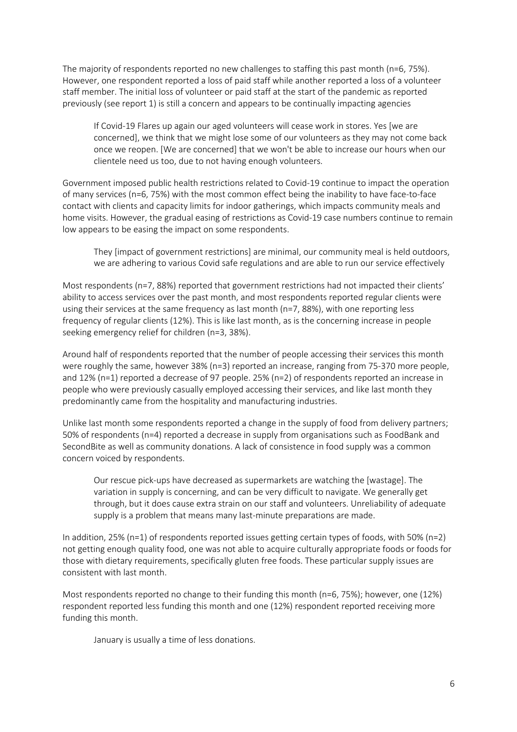The majority of respondents reported no new challenges to staffing this past month (n=6, 75%). However, one respondent reported a loss of paid staff while another reported a loss of a volunteer staff member. The initial loss of volunteer or paid staff at the start of the pandemic as reported previously (see report 1) is still a concern and appears to be continually impacting agencies

> If Covid-19 Flares up again our aged volunteers will cease work in stores. Yes [we are concerned], we think that we might lose some of our volunteers as they may not come back once we reopen. [We are concerned] that we won't be able to increase our hours when our clientele need us too, due to not having enough volunteers.

Government imposed public health restrictions related to Covid-19 continue to impact the operation of many services (n=6, 75%) with the most common effect being the inability to have face-to-face contact with clients and capacity limits for indoor gatherings, which impacts community meals and home visits. However, the gradual easing of restrictions as Covid-19 case numbers continue to remain low appears to be easing the impact on some respondents.

> They [impact of government restrictions] are minimal, our community meal is held outdoors, we are adhering to various Covid safe regulations and are able to run our service effectively

Most respondents (n=7, 88%) reported that government restrictions had not impacted their clients' ability to access services over the past month, and most respondents reported regular clients were using their services at the same frequency as last month (n=7, 88%), with one reporting less frequency of regular clients (12%). This is like last month, as is the concerning increase in people seeking emergency relief for children (n=3, 38%).

Around half of respondents reported that the number of people accessing their services this month were roughly the same, however 38% (n=3) reported an increase, ranging from 75-370 more people, and 12% (n=1) reported a decrease of 97 people. 25% (n=2) of respondents reported an increase in people who were previously casually employed accessing their services, and like last month they predominantly came from the hospitality and manufacturing industries.

Unlike last month some respondents reported a change in the supply of food from delivery partners; 50% of respondents (n=4) reported a decrease in supply from organisations such as FoodBank and SecondBite as well as community donations. A lack of consistence in food supply was a common concern voiced by respondents.

> Our rescue pick-ups have decreased as supermarkets are watching the [wastage]. The variation in supply is concerning, and can be very difficult to navigate. We generally get through, but it does cause extra strain on our staff and volunteers. Unreliability of adequate supply is a problem that means many last-minute preparations are made.

In addition, 25% (n=1) of respondents reported issues getting certain types of foods, with 50% (n=2) not getting enough quality food, one was not able to acquire culturally appropriate foods or foods for those with dietary requirements, specifically gluten free foods. These particular supply issues are consistent with last month.

Most respondents reported no change to their funding this month (n=6, 75%); however, one (12%) respondent reported less funding this month and one (12%) respondent reported receiving more funding this month.

> January is usually a time of less donations.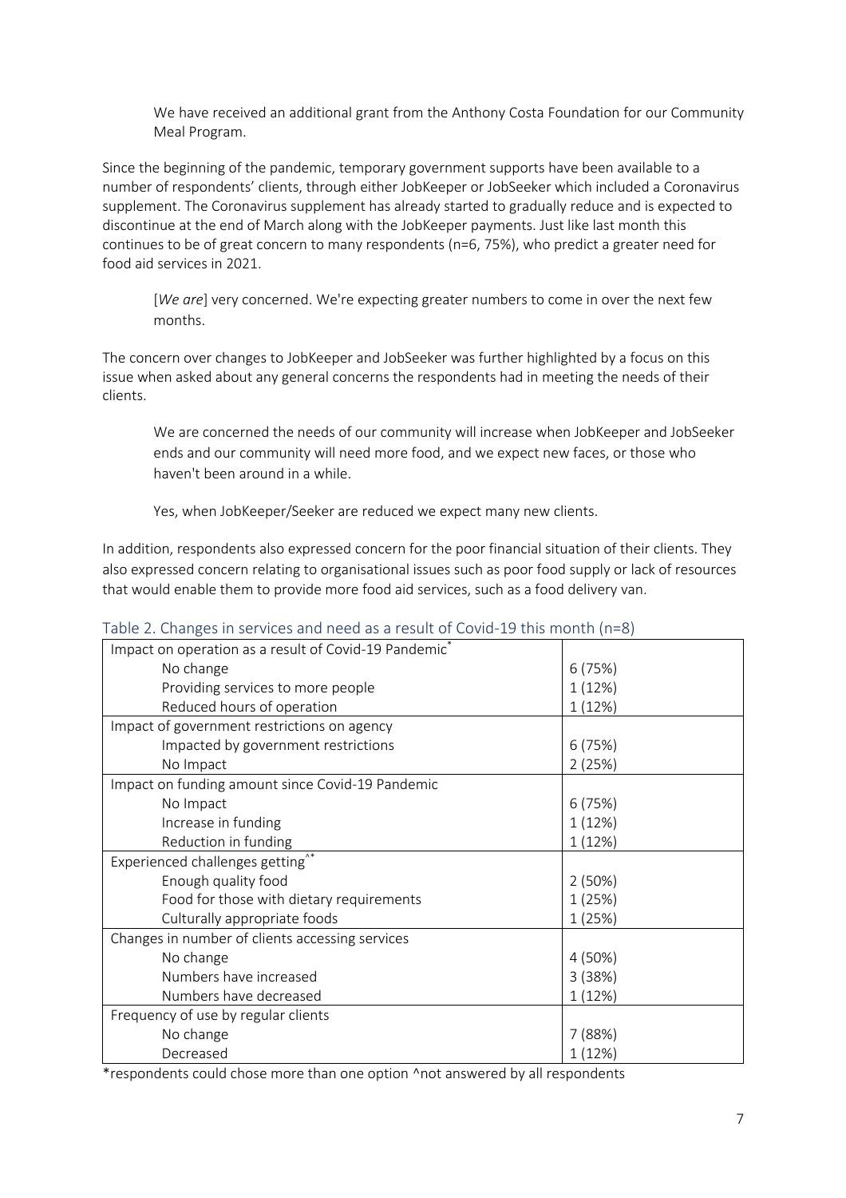> We have received an additional grant from the Anthony Costa Foundation for our Community Meal Program.

Since the beginning of the pandemic, temporary government supports have been available to a number of respondents' clients, through either JobKeeper or JobSeeker which included a Coronavirus supplement. The Coronavirus supplement has already started to gradually reduce and is expected to discontinue at the end of March along with the JobKeeper payments. Just like last month this continues to be of great concern to many respondents (n=6, 75%), who predict a greater need for food aid services in 2021.

> [*We are*] very concerned. We're expecting greater numbers to come in over the next few months.

The concern over changes to JobKeeper and JobSeeker was further highlighted by a focus on this issue when asked about any general concerns the respondents had in meeting the needs of their clients.

> We are concerned the needs of our community will increase when JobKeeper and JobSeeker ends and our community will need more food, and we expect new faces, or those who haven't been around in a while.
>
> Yes, when JobKeeper/Seeker are reduced we expect many new clients.

In addition, respondents also expressed concern for the poor financial situation of their clients. They also expressed concern relating to organisational issues such as poor food supply or lack of resources that would enable them to provide more food aid services, such as a food delivery van.

Table 2. Changes in services and need as a result of Covid-19 this month (n=8)

| | |
|---|---|
| Impact on operation as a result of Covid-19 Pandemic* | |
| No change | 6 (75%) |
| Providing services to more people | 1 (12%) |
| Reduced hours of operation | 1 (12%) |
| Impact of government restrictions on agency | |
| Impacted by government restrictions | 6 (75%) |
| No Impact | 2 (25%) |
| Impact on funding amount since Covid-19 Pandemic | |
| No Impact | 6 (75%) |
| Increase in funding | 1 (12%) |
| Reduction in funding | 1 (12%) |
| Experienced challenges getting^* | |
| Enough quality food | 2 (50%) |
| Food for those with dietary requirements | 1 (25%) |
| Culturally appropriate foods | 1 (25%) |
| Changes in number of clients accessing services | |
| No change | 4 (50%) |
| Numbers have increased | 3 (38%) |
| Numbers have decreased | 1 (12%) |
| Frequency of use by regular clients | |
| No change | 7 (88%) |
| Decreased | 1 (12%) |

*respondents could chose more than one option ^not answered by all respondents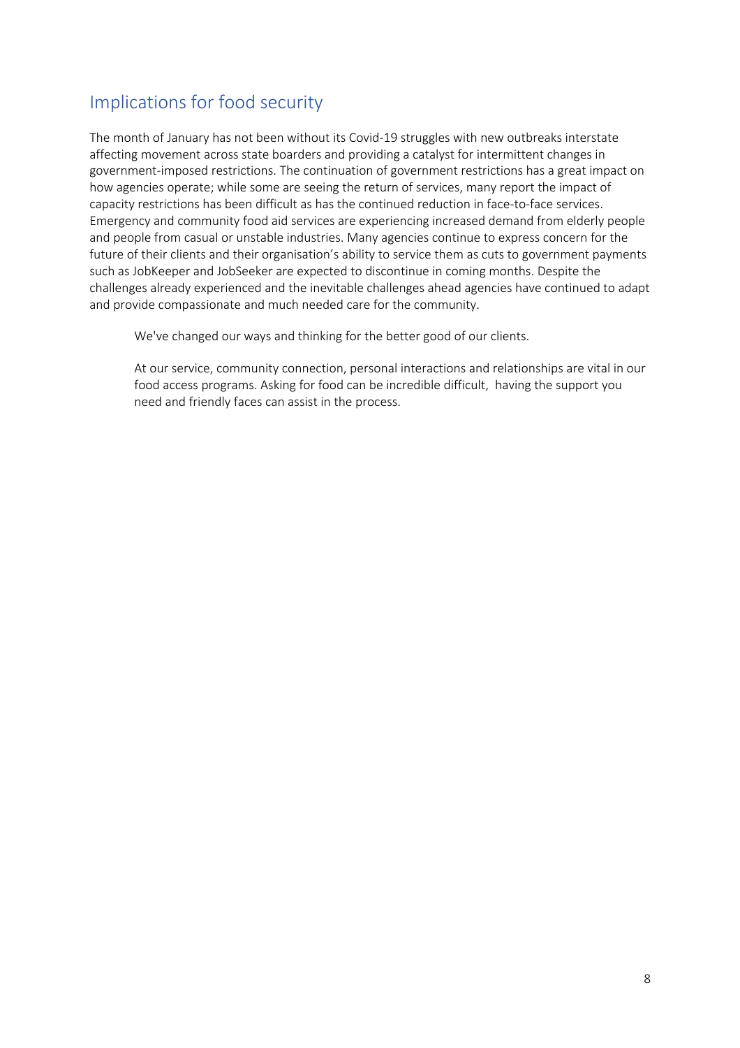## Implications for food security

The month of January has not been without its Covid-19 struggles with new outbreaks interstate affecting movement across state boarders and providing a catalyst for intermittent changes in government-imposed restrictions. The continuation of government restrictions has a great impact on how agencies operate; while some are seeing the return of services, many report the impact of capacity restrictions has been difficult as has the continued reduction in face-to-face services. Emergency and community food aid services are experiencing increased demand from elderly people and people from casual or unstable industries. Many agencies continue to express concern for the future of their clients and their organisation's ability to service them as cuts to government payments such as JobKeeper and JobSeeker are expected to discontinue in coming months. Despite the challenges already experienced and the inevitable challenges ahead agencies have continued to adapt and provide compassionate and much needed care for the community.

> We've changed our ways and thinking for the better good of our clients.
>
> At our service, community connection, personal interactions and relationships are vital in our food access programs. Asking for food can be incredible difficult, having the support you need and friendly faces can assist in the process.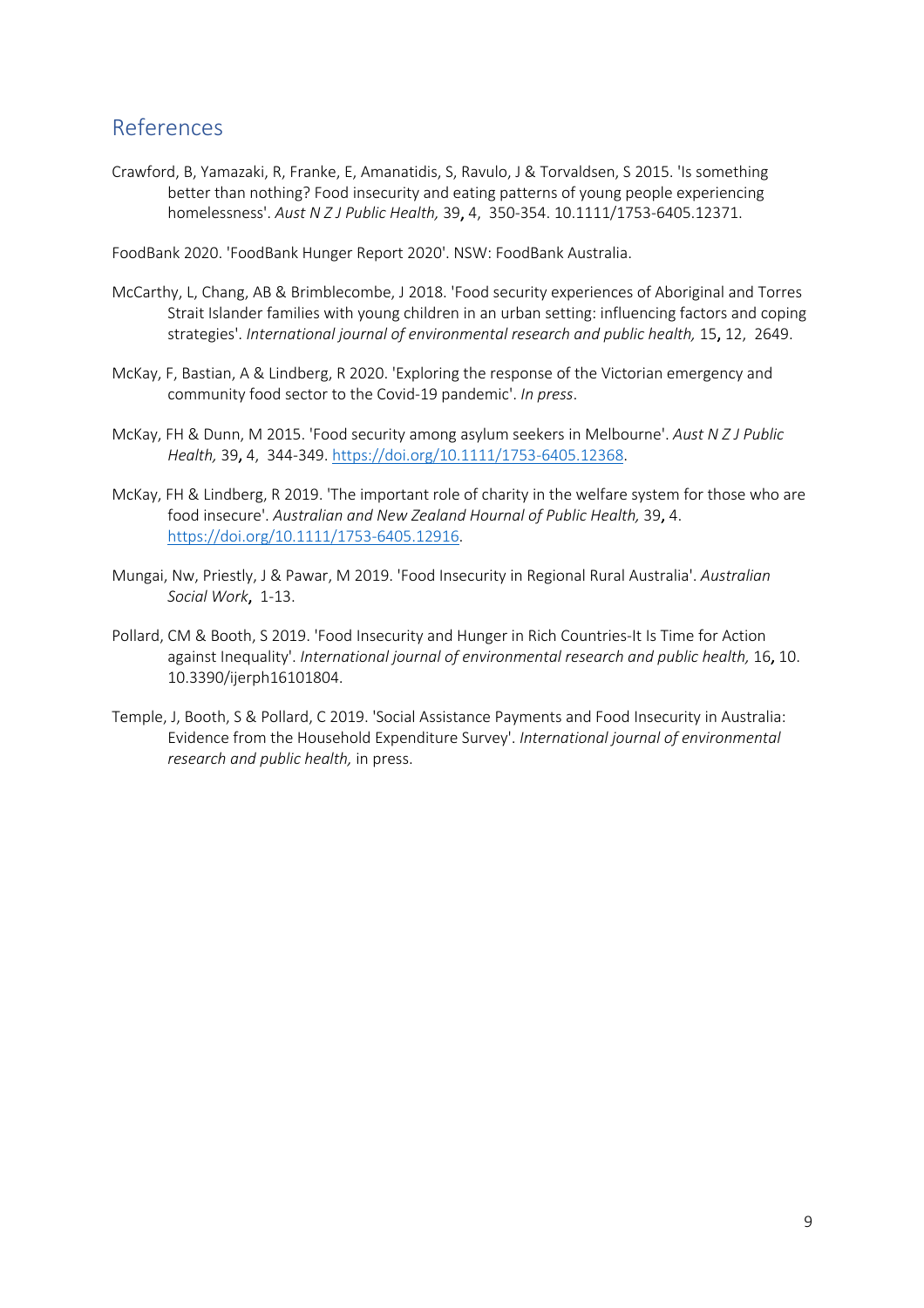## References

Crawford, B, Yamazaki, R, Franke, E, Amanatidis, S, Ravulo, J & Torvaldsen, S 2015. 'Is something better than nothing? Food insecurity and eating patterns of young people experiencing homelessness'. *Aust N Z J Public Health,* 39, 4, 350-354. 10.1111/1753-6405.12371.

FoodBank 2020. 'FoodBank Hunger Report 2020'. NSW: FoodBank Australia.

McCarthy, L, Chang, AB & Brimblecombe, J 2018. 'Food security experiences of Aboriginal and Torres Strait Islander families with young children in an urban setting: influencing factors and coping strategies'. *International journal of environmental research and public health,* 15, 12, 2649.

McKay, F, Bastian, A & Lindberg, R 2020. 'Exploring the response of the Victorian emergency and community food sector to the Covid-19 pandemic'. *In press*.

McKay, FH & Dunn, M 2015. 'Food security among asylum seekers in Melbourne'. *Aust N Z J Public Health,* 39, 4, 344-349. https://doi.org/10.1111/1753-6405.12368.

McKay, FH & Lindberg, R 2019. 'The important role of charity in the welfare system for those who are food insecure'. *Australian and New Zealand Hournal of Public Health,* 39, 4. https://doi.org/10.1111/1753-6405.12916.

Mungai, Nw, Priestly, J & Pawar, M 2019. 'Food Insecurity in Regional Rural Australia'. *Australian Social Work*, 1-13.

Pollard, CM & Booth, S 2019. 'Food Insecurity and Hunger in Rich Countries-It Is Time for Action against Inequality'. *International journal of environmental research and public health,* 16, 10. 10.3390/ijerph16101804.

Temple, J, Booth, S & Pollard, C 2019. 'Social Assistance Payments and Food Insecurity in Australia: Evidence from the Household Expenditure Survey'. *International journal of environmental research and public health,* in press.